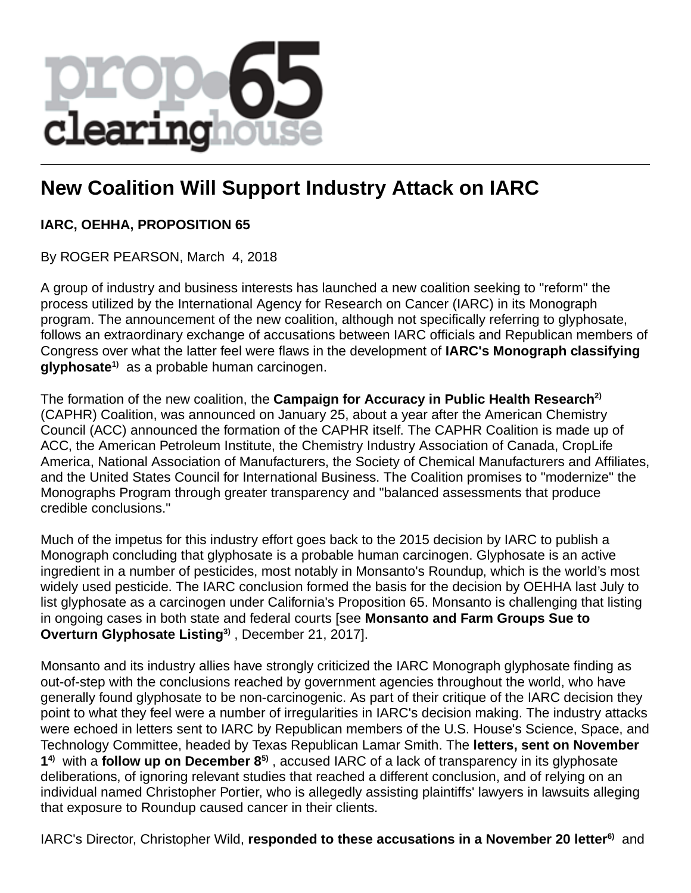prop 65 clearinghouse

# New Coalition Will Support Industry Attack on IARC

**IARC, OEHHA, PROPOSITION 65**

By ROGER PEARSON, March 4, 2018

A group of industry and business interests has launched a new coalition seeking to "reform" the process utilized by the International Agency for Research on Cancer (IARC) in its Monograph program. The announcement of the new coalition, although not specifically referring to glyphosate, follows an extraordinary exchange of accusations between IARC officials and Republican members of Congress over what the latter feel were flaws in the development of **IARC's Monograph classifying glyphosate**[1) as a probable human carcinogen.

The formation of the new coalition, the **Campaign for Accuracy in Public Health Research**[2) (CAPHR) Coalition, was announced on January 25, about a year after the American Chemistry Council (ACC) announced the formation of the CAPHR itself. The CAPHR Coalition is made up of ACC, the American Petroleum Institute, the Chemistry Industry Association of Canada, CropLife America, National Association of Manufacturers, the Society of Chemical Manufacturers and Affiliates, and the United States Council for International Business. The Coalition promises to "modernize" the Monographs Program through greater transparency and "balanced assessments that produce credible conclusions."

Much of the impetus for this industry effort goes back to the 2015 decision by IARC to publish a Monograph concluding that glyphosate is a probable human carcinogen. Glyphosate is an active ingredient in a number of pesticides, most notably in Monsanto's Roundup, which is the world's most widely used pesticide. The IARC conclusion formed the basis for the decision by OEHHA last July to list glyphosate as a carcinogen under California's Proposition 65. Monsanto is challenging that listing in ongoing cases in both state and federal courts [see **Monsanto and Farm Groups Sue to Overturn Glyphosate Listing**[3) , December 21, 2017].

Monsanto and its industry allies have strongly criticized the IARC Monograph glyphosate finding as out-of-step with the conclusions reached by government agencies throughout the world, who have generally found glyphosate to be non-carcinogenic. As part of their critique of the IARC decision they point to what they feel were a number of irregularities in IARC's decision making. The industry attacks were echoed in letters sent to IARC by Republican members of the U.S. House's Science, Space, and Technology Committee, headed by Texas Republican Lamar Smith. The **letters, sent on November 1**[4) with a **follow up on December 8**[5) , accused IARC of a lack of transparency in its glyphosate deliberations, of ignoring relevant studies that reached a different conclusion, and of relying on an individual named Christopher Portier, who is allegedly assisting plaintiffs' lawyers in lawsuits alleging that exposure to Roundup caused cancer in their clients.

IARC's Director, Christopher Wild, **responded to these accusations in a November 20 letter**[6) and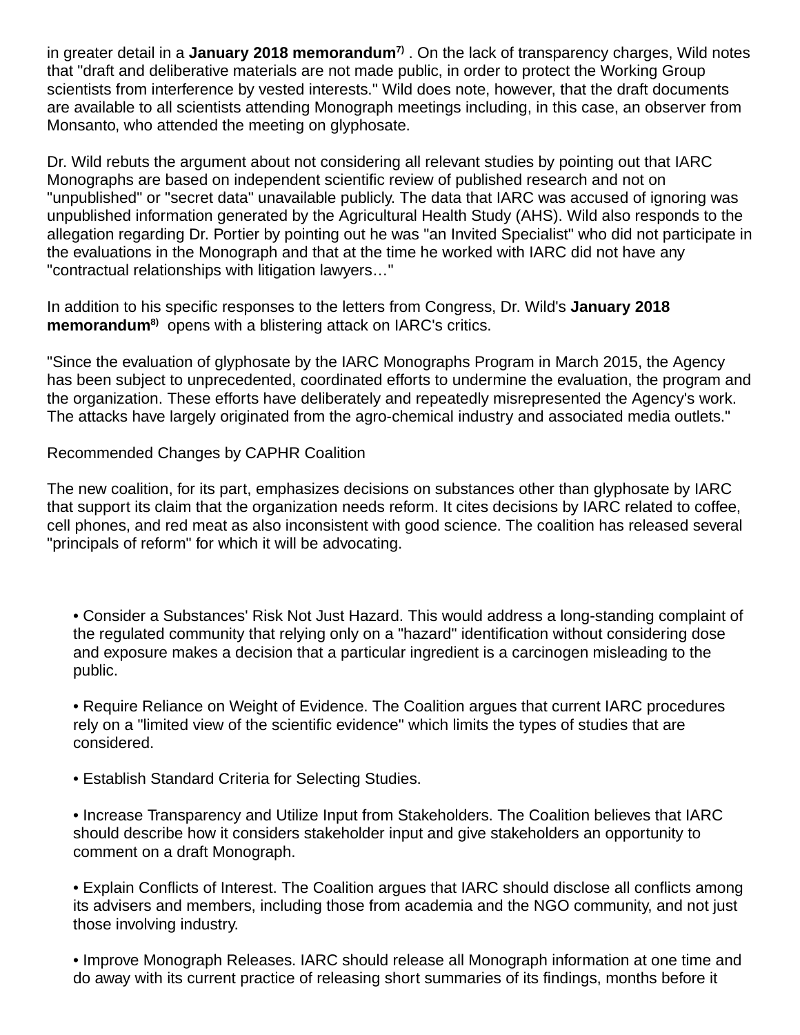in greater detail in a **January 2018 memorandum**[7) ]. On the lack of transparency charges, Wild notes that "draft and deliberative materials are not made public, in order to protect the Working Group scientists from interference by vested interests." Wild does note, however, that the draft documents are available to all scientists attending Monograph meetings including, in this case, an observer from Monsanto, who attended the meeting on glyphosate.

Dr. Wild rebuts the argument about not considering all relevant studies by pointing out that IARC Monographs are based on independent scientific review of published research and not on "unpublished" or "secret data" unavailable publicly. The data that IARC was accused of ignoring was unpublished information generated by the Agricultural Health Study (AHS). Wild also responds to the allegation regarding Dr. Portier by pointing out he was "an Invited Specialist" who did not participate in the evaluations in the Monograph and that at the time he worked with IARC did not have any "contractual relationships with litigation lawyers…"

In addition to his specific responses to the letters from Congress, Dr. Wild's **January 2018 memorandum**[8)] opens with a blistering attack on IARC's critics.

"Since the evaluation of glyphosate by the IARC Monographs Program in March 2015, the Agency has been subject to unprecedented, coordinated efforts to undermine the evaluation, the program and the organization. These efforts have deliberately and repeatedly misrepresented the Agency's work. The attacks have largely originated from the agro-chemical industry and associated media outlets."

Recommended Changes by CAPHR Coalition

The new coalition, for its part, emphasizes decisions on substances other than glyphosate by IARC that support its claim that the organization needs reform. It cites decisions by IARC related to coffee, cell phones, and red meat as also inconsistent with good science. The coalition has released several "principals of reform" for which it will be advocating.

- Consider a Substances' Risk Not Just Hazard. This would address a long-standing complaint of the regulated community that relying only on a "hazard" identification without considering dose and exposure makes a decision that a particular ingredient is a carcinogen misleading to the public.

- Require Reliance on Weight of Evidence. The Coalition argues that current IARC procedures rely on a "limited view of the scientific evidence" which limits the types of studies that are considered.

- Establish Standard Criteria for Selecting Studies.

- Increase Transparency and Utilize Input from Stakeholders. The Coalition believes that IARC should describe how it considers stakeholder input and give stakeholders an opportunity to comment on a draft Monograph.

- Explain Conflicts of Interest. The Coalition argues that IARC should disclose all conflicts among its advisers and members, including those from academia and the NGO community, and not just those involving industry.

- Improve Monograph Releases. IARC should release all Monograph information at one time and do away with its current practice of releasing short summaries of its findings, months before it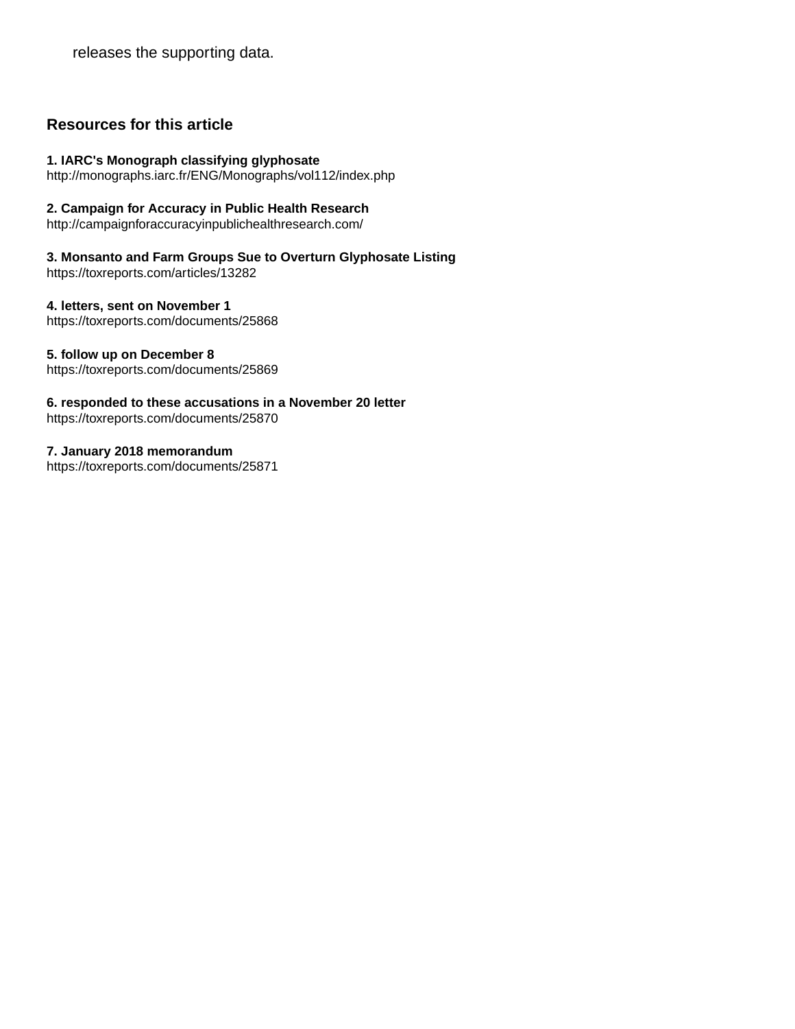releases the supporting data.

## Resources for this article

**1. IARC's Monograph classifying glyphosate**
http://monographs.iarc.fr/ENG/Monographs/vol112/index.php

**2. Campaign for Accuracy in Public Health Research**
http://campaignforaccuracyinpublichealthresearch.com/

**3. Monsanto and Farm Groups Sue to Overturn Glyphosate Listing**
https://toxreports.com/articles/13282

**4. letters, sent on November 1**
https://toxreports.com/documents/25868

**5. follow up on December 8**
https://toxreports.com/documents/25869

**6. responded to these accusations in a November 20 letter**
https://toxreports.com/documents/25870

**7. January 2018 memorandum**
https://toxreports.com/documents/25871